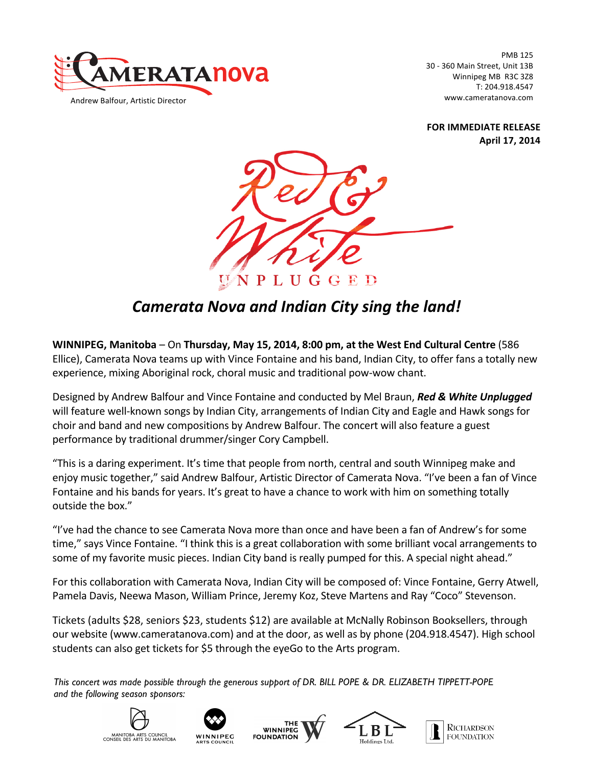CAMERATAnova

Andrew Balfour, Artistic Director

PMB 125
30 - 360 Main Street, Unit 13B
Winnipeg MB R3C 3Z8
T: 204.918.4547
www.cameratanova.com

**FOR IMMEDIATE RELEASE**
**April 17, 2014**

Red & White
UNPLUGGED

## *Camerata Nova and Indian City sing the land!*

**WINNIPEG, Manitoba** – On **Thursday, May 15, 2014, 8:00 pm, at the West End Cultural Centre** (586 Ellice), Camerata Nova teams up with Vince Fontaine and his band, Indian City, to offer fans a totally new experience, mixing Aboriginal rock, choral music and traditional pow-wow chant.

Designed by Andrew Balfour and Vince Fontaine and conducted by Mel Braun, ***Red & White Unplugged*** will feature well-known songs by Indian City, arrangements of Indian City and Eagle and Hawk songs for choir and band and new compositions by Andrew Balfour. The concert will also feature a guest performance by traditional drummer/singer Cory Campbell.

"This is a daring experiment. It's time that people from north, central and south Winnipeg make and enjoy music together," said Andrew Balfour, Artistic Director of Camerata Nova. "I've been a fan of Vince Fontaine and his bands for years. It's great to have a chance to work with him on something totally outside the box."

"I've had the chance to see Camerata Nova more than once and have been a fan of Andrew's for some time," says Vince Fontaine. "I think this is a great collaboration with some brilliant vocal arrangements to some of my favorite music pieces. Indian City band is really pumped for this. A special night ahead."

For this collaboration with Camerata Nova, Indian City will be composed of: Vince Fontaine, Gerry Atwell, Pamela Davis, Neewa Mason, William Prince, Jeremy Koz, Steve Martens and Ray "Coco" Stevenson.

Tickets (adults $28, seniors $23, students $12) are available at McNally Robinson Booksellers, through our website (www.cameratanova.com) and at the door, as well as by phone (204.918.4547). High school students can also get tickets for $5 through the eyeGo to the Arts program.

*This concert was made possible through the generous support of DR. BILL POPE & DR. ELIZABETH TIPPETT-POPE and the following season sponsors:*

MANITOBA ARTS COUNCIL / CONSEIL DES ARTS DU MANITOBA · WINNIPEG ARTS COUNCIL · THE WINNIPEG FOUNDATION · LBL Holdings Ltd. · RICHARDSON FOUNDATION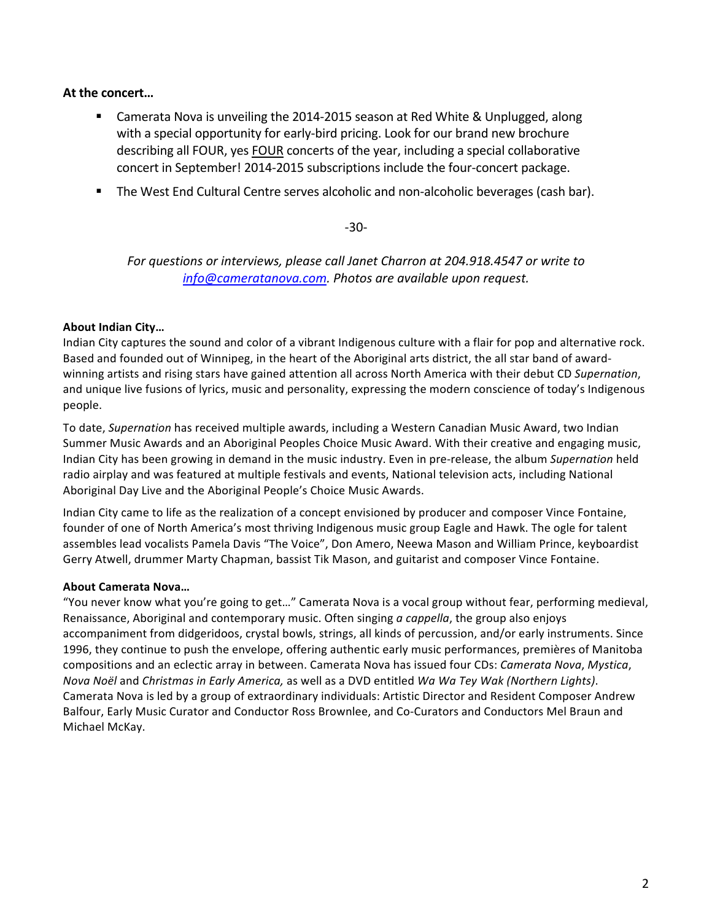**At the concert…**

- Camerata Nova is unveiling the 2014-2015 season at Red White & Unplugged, along with a special opportunity for early-bird pricing. Look for our brand new brochure describing all FOUR, yes FOUR concerts of the year, including a special collaborative concert in September! 2014-2015 subscriptions include the four-concert package.
- The West End Cultural Centre serves alcoholic and non-alcoholic beverages (cash bar).

-30-

*For questions or interviews, please call Janet Charron at 204.918.4547 or write to [info@cameratanova.com](mailto:info@cameratanova.com). Photos are available upon request.*

**About Indian City…**

Indian City captures the sound and color of a vibrant Indigenous culture with a flair for pop and alternative rock. Based and founded out of Winnipeg, in the heart of the Aboriginal arts district, the all star band of award-winning artists and rising stars have gained attention all across North America with their debut CD *Supernation*, and unique live fusions of lyrics, music and personality, expressing the modern conscience of today's Indigenous people.

To date, *Supernation* has received multiple awards, including a Western Canadian Music Award, two Indian Summer Music Awards and an Aboriginal Peoples Choice Music Award. With their creative and engaging music, Indian City has been growing in demand in the music industry. Even in pre-release, the album *Supernation* held radio airplay and was featured at multiple festivals and events, National television acts, including National Aboriginal Day Live and the Aboriginal People's Choice Music Awards.

Indian City came to life as the realization of a concept envisioned by producer and composer Vince Fontaine, founder of one of North America's most thriving Indigenous music group Eagle and Hawk. The ogle for talent assembles lead vocalists Pamela Davis "The Voice", Don Amero, Neewa Mason and William Prince, keyboardist Gerry Atwell, drummer Marty Chapman, bassist Tik Mason, and guitarist and composer Vince Fontaine.

**About Camerata Nova…**

"You never know what you're going to get…" Camerata Nova is a vocal group without fear, performing medieval, Renaissance, Aboriginal and contemporary music. Often singing *a cappella*, the group also enjoys accompaniment from didgeridoos, crystal bowls, strings, all kinds of percussion, and/or early instruments. Since 1996, they continue to push the envelope, offering authentic early music performances, premières of Manitoba compositions and an eclectic array in between. Camerata Nova has issued four CDs: *Camerata Nova*, *Mystica*, *Nova Noël* and *Christmas in Early America,* as well as a DVD entitled *Wa Wa Tey Wak (Northern Lights)*. Camerata Nova is led by a group of extraordinary individuals: Artistic Director and Resident Composer Andrew Balfour, Early Music Curator and Conductor Ross Brownlee, and Co-Curators and Conductors Mel Braun and Michael McKay.